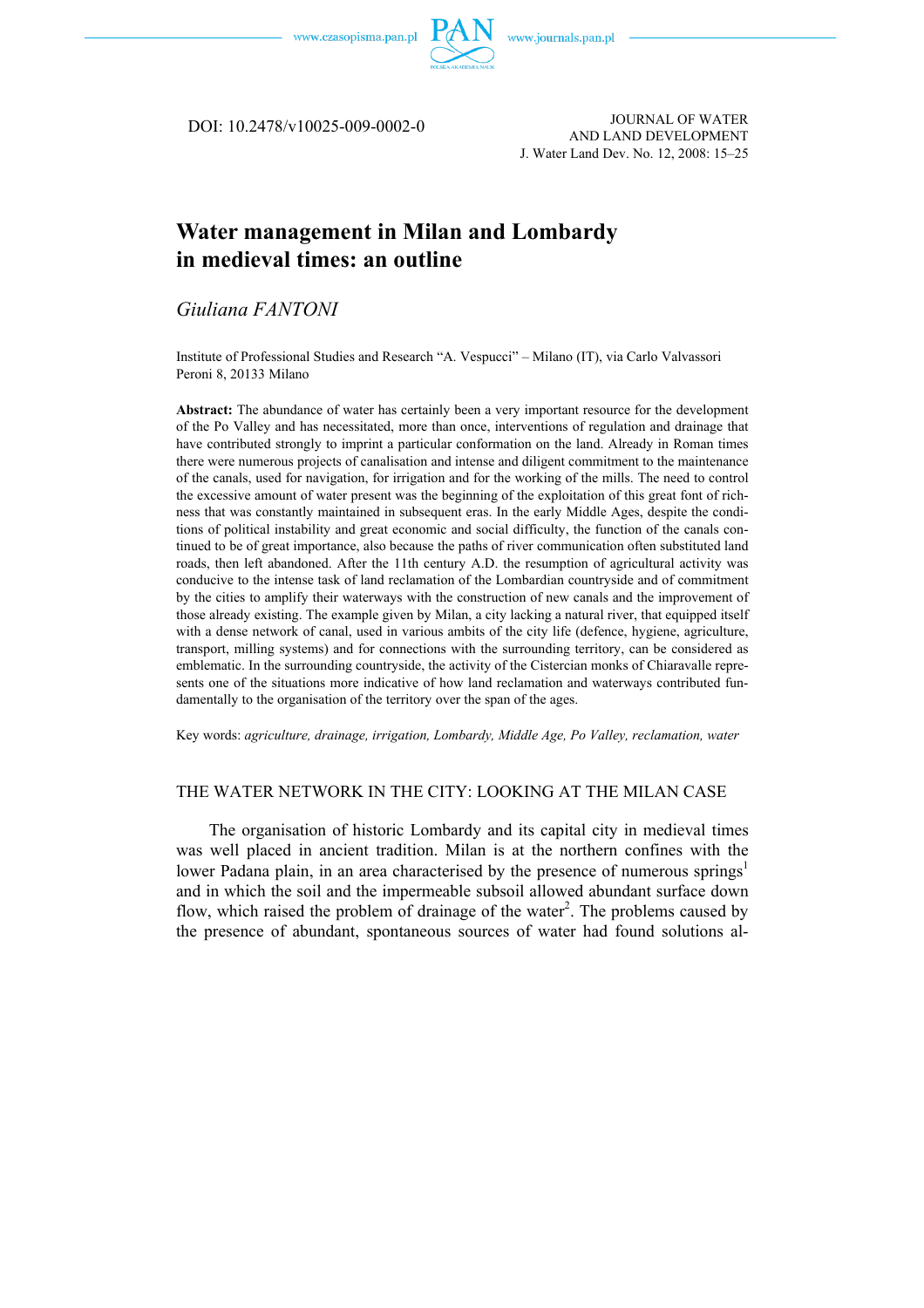DOI: 10.2478/v10025-009-0002-0

JOURNAL OF WATER AND LAND DEVELOPMENT
J. Water Land Dev. No. 12, 2008: 15–25

# Water management in Milan and Lombardy in medieval times: an outline

*Giuliana FANTONI*

Institute of Professional Studies and Research "A. Vespucci" – Milano (IT), via Carlo Valvassori Peroni 8, 20133 Milano

**Abstract:** The abundance of water has certainly been a very important resource for the development of the Po Valley and has necessitated, more than once, interventions of regulation and drainage that have contributed strongly to imprint a particular conformation on the land. Already in Roman times there were numerous projects of canalisation and intense and diligent commitment to the maintenance of the canals, used for navigation, for irrigation and for the working of the mills. The need to control the excessive amount of water present was the beginning of the exploitation of this great font of richness that was constantly maintained in subsequent eras. In the early Middle Ages, despite the conditions of political instability and great economic and social difficulty, the function of the canals continued to be of great importance, also because the paths of river communication often substituted land roads, then left abandoned. After the 11th century A.D. the resumption of agricultural activity was conducive to the intense task of land reclamation of the Lombardian countryside and of commitment by the cities to amplify their waterways with the construction of new canals and the improvement of those already existing. The example given by Milan, a city lacking a natural river, that equipped itself with a dense network of canal, used in various ambits of the city life (defence, hygiene, agriculture, transport, milling systems) and for connections with the surrounding territory, can be considered as emblematic. In the surrounding countryside, the activity of the Cistercian monks of Chiaravalle represents one of the situations more indicative of how land reclamation and waterways contributed fundamentally to the organisation of the territory over the span of the ages.

Key words: *agriculture, drainage, irrigation, Lombardy, Middle Age, Po Valley, reclamation, water*

## THE WATER NETWORK IN THE CITY: LOOKING AT THE MILAN CASE

The organisation of historic Lombardy and its capital city in medieval times was well placed in ancient tradition. Milan is at the northern confines with the lower Padana plain, in an area characterised by the presence of numerous springs[1] and in which the soil and the impermeable subsoil allowed abundant surface down flow, which raised the problem of drainage of the water[2]. The problems caused by the presence of abundant, spontaneous sources of water had found solutions al-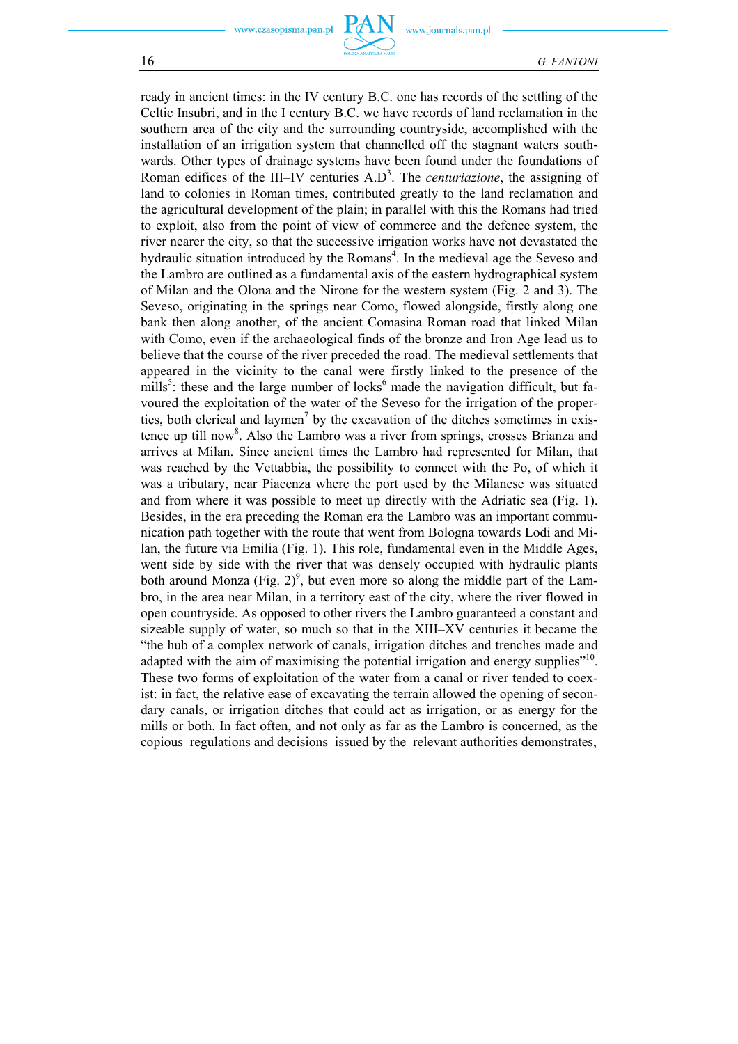ready in ancient times: in the IV century B.C. one has records of the settling of the Celtic Insubri, and in the I century B.C. we have records of land reclamation in the southern area of the city and the surrounding countryside, accomplished with the installation of an irrigation system that channelled off the stagnant waters southwards. Other types of drainage systems have been found under the foundations of Roman edifices of the III–IV centuries A.D[3]. The *centuriazione*, the assigning of land to colonies in Roman times, contributed greatly to the land reclamation and the agricultural development of the plain; in parallel with this the Romans had tried to exploit, also from the point of view of commerce and the defence system, the river nearer the city, so that the successive irrigation works have not devastated the hydraulic situation introduced by the Romans[4]. In the medieval age the Seveso and the Lambro are outlined as a fundamental axis of the eastern hydrographical system of Milan and the Olona and the Nirone for the western system (Fig. 2 and 3). The Seveso, originating in the springs near Como, flowed alongside, firstly along one bank then along another, of the ancient Comasina Roman road that linked Milan with Como, even if the archaeological finds of the bronze and Iron Age lead us to believe that the course of the river preceded the road. The medieval settlements that appeared in the vicinity to the canal were firstly linked to the presence of the mills[5]: these and the large number of locks[6] made the navigation difficult, but favoured the exploitation of the water of the Seveso for the irrigation of the properties, both clerical and laymen[7] by the excavation of the ditches sometimes in existence up till now[8]. Also the Lambro was a river from springs, crosses Brianza and arrives at Milan. Since ancient times the Lambro had represented for Milan, that was reached by the Vettabbia, the possibility to connect with the Po, of which it was a tributary, near Piacenza where the port used by the Milanese was situated and from where it was possible to meet up directly with the Adriatic sea (Fig. 1). Besides, in the era preceding the Roman era the Lambro was an important communication path together with the route that went from Bologna towards Lodi and Milan, the future via Emilia (Fig. 1). This role, fundamental even in the Middle Ages, went side by side with the river that was densely occupied with hydraulic plants both around Monza (Fig. 2)[9], but even more so along the middle part of the Lambro, in the area near Milan, in a territory east of the city, where the river flowed in open countryside. As opposed to other rivers the Lambro guaranteed a constant and sizeable supply of water, so much so that in the XIII–XV centuries it became the "the hub of a complex network of canals, irrigation ditches and trenches made and adapted with the aim of maximising the potential irrigation and energy supplies"[10]. These two forms of exploitation of the water from a canal or river tended to coexist: in fact, the relative ease of excavating the terrain allowed the opening of secondary canals, or irrigation ditches that could act as irrigation, or as energy for the mills or both. In fact often, and not only as far as the Lambro is concerned, as the copious regulations and decisions issued by the relevant authorities demonstrates,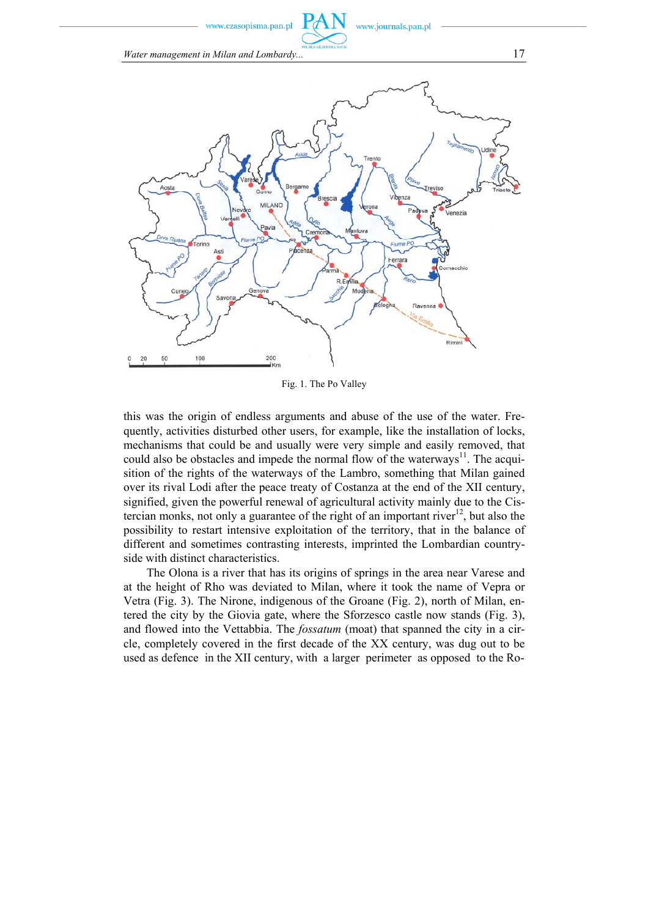Fig. 1. The Po Valley

this was the origin of endless arguments and abuse of the use of the water. Frequently, activities disturbed other users, for example, like the installation of locks, mechanisms that could be and usually were very simple and easily removed, that could also be obstacles and impede the normal flow of the waterways[11]. The acquisition of the rights of the waterways of the Lambro, something that Milan gained over its rival Lodi after the peace treaty of Costanza at the end of the XII century, signified, given the powerful renewal of agricultural activity mainly due to the Cistercian monks, not only a guarantee of the right of an important river[12], but also the possibility to restart intensive exploitation of the territory, that in the balance of different and sometimes contrasting interests, imprinted the Lombardian countryside with distinct characteristics.

The Olona is a river that has its origins of springs in the area near Varese and at the height of Rho was deviated to Milan, where it took the name of Vepra or Vetra (Fig. 3). The Nirone, indigenous of the Groane (Fig. 2), north of Milan, entered the city by the Giovia gate, where the Sforzesco castle now stands (Fig. 3), and flowed into the Vettabbia. The *fossatum* (moat) that spanned the city in a circle, completely covered in the first decade of the XX century, was dug out to be used as defence in the XII century, with a larger perimeter as opposed to the Ro-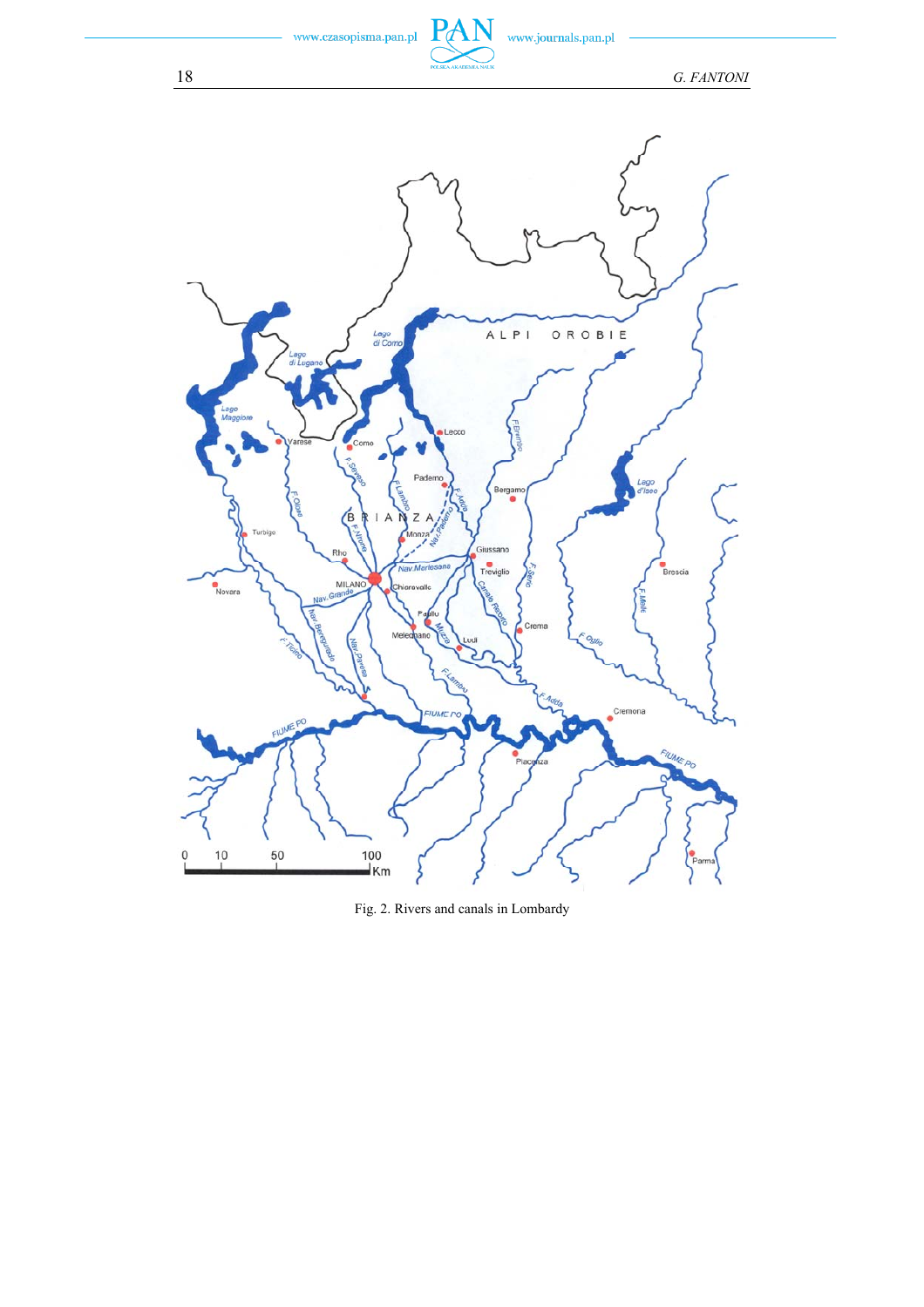Fig. 2. Rivers and canals in Lombardy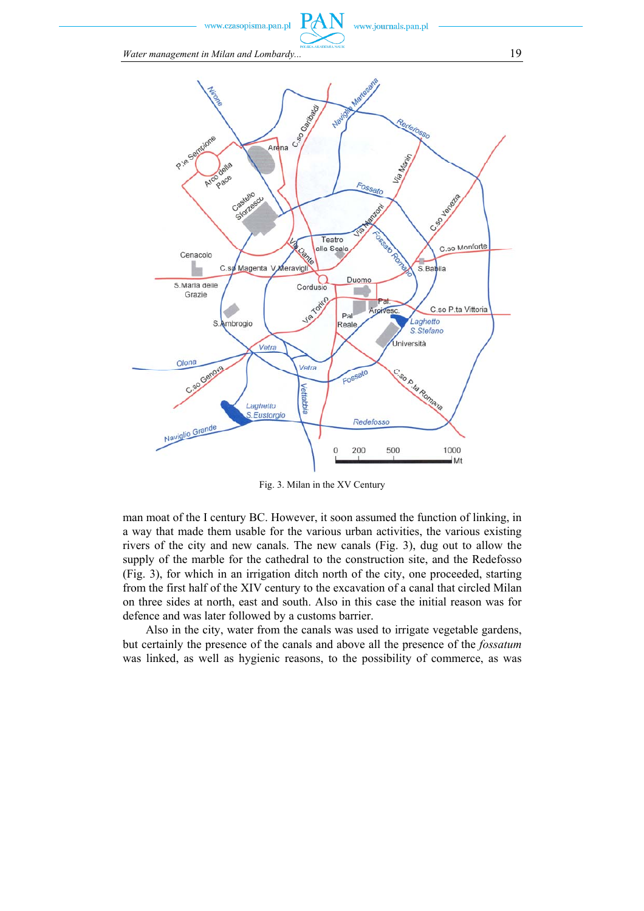Fig. 3. Milan in the XV Century

man moat of the I century BC. However, it soon assumed the function of linking, in a way that made them usable for the various urban activities, the various existing rivers of the city and new canals. The new canals (Fig. 3), dug out to allow the supply of the marble for the cathedral to the construction site, and the Redefosso (Fig. 3), for which in an irrigation ditch north of the city, one proceeded, starting from the first half of the XIV century to the excavation of a canal that circled Milan on three sides at north, east and south. Also in this case the initial reason was for defence and was later followed by a customs barrier.

Also in the city, water from the canals was used to irrigate vegetable gardens, but certainly the presence of the canals and above all the presence of the *fossatum* was linked, as well as hygienic reasons, to the possibility of commerce, as was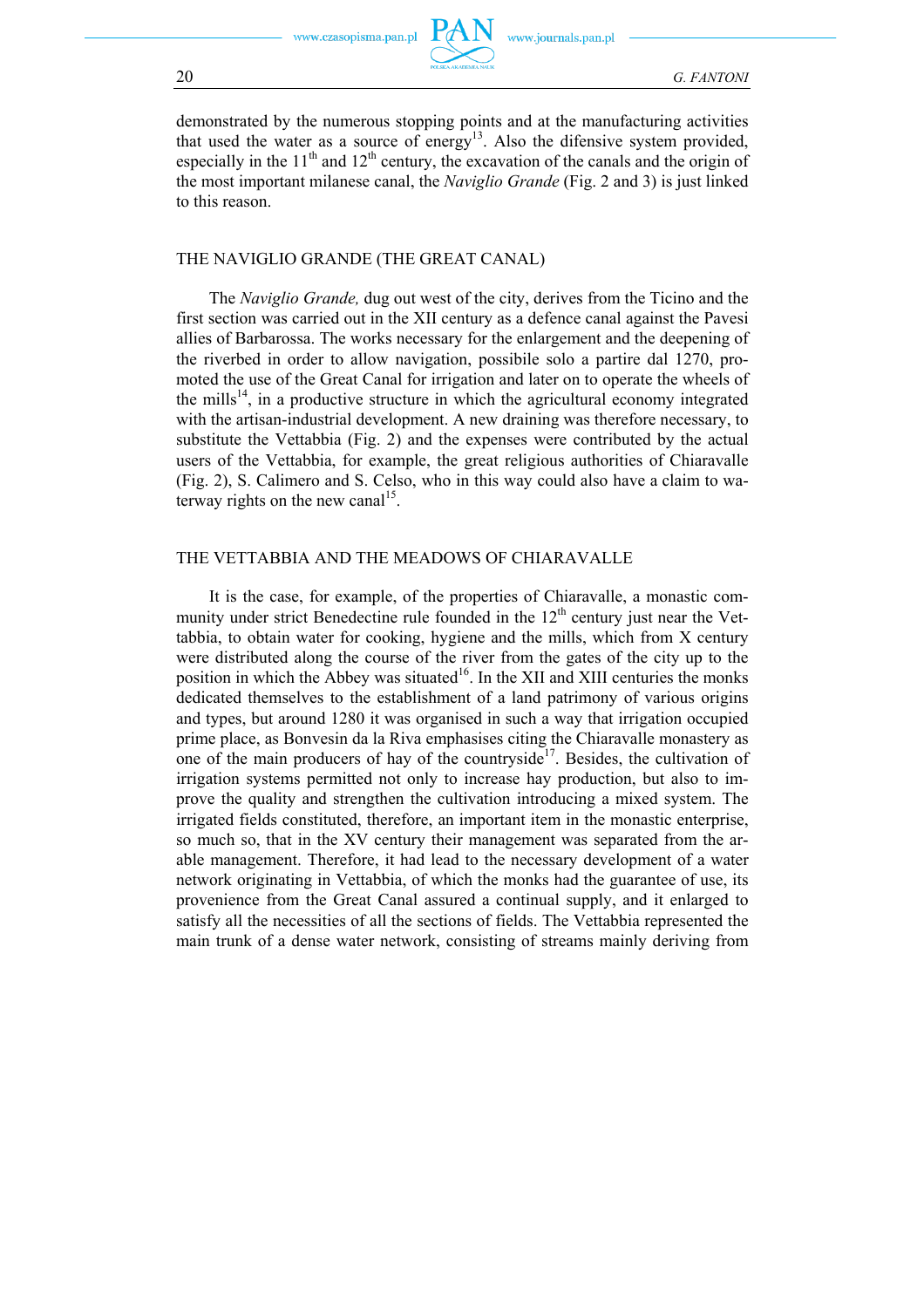demonstrated by the numerous stopping points and at the manufacturing activities that used the water as a source of energy[13]. Also the difensive system provided, especially in the 11$^{th}$ and 12$^{th}$ century, the excavation of the canals and the origin of the most important milanese canal, the *Naviglio Grande* (Fig. 2 and 3) is just linked to this reason.

## THE NAVIGLIO GRANDE (THE GREAT CANAL)

The *Naviglio Grande,* dug out west of the city, derives from the Ticino and the first section was carried out in the XII century as a defence canal against the Pavesi allies of Barbarossa. The works necessary for the enlargement and the deepening of the riverbed in order to allow navigation, possibile solo a partire dal 1270, promoted the use of the Great Canal for irrigation and later on to operate the wheels of the mills[14], in a productive structure in which the agricultural economy integrated with the artisan-industrial development. A new draining was therefore necessary, to substitute the Vettabbia (Fig. 2) and the expenses were contributed by the actual users of the Vettabbia, for example, the great religious authorities of Chiaravalle (Fig. 2), S. Calimero and S. Celso, who in this way could also have a claim to waterway rights on the new canal[15].

## THE VETTABBIA AND THE MEADOWS OF CHIARAVALLE

It is the case, for example, of the properties of Chiaravalle, a monastic community under strict Benedectine rule founded in the 12$^{th}$ century just near the Vettabbia, to obtain water for cooking, hygiene and the mills, which from X century were distributed along the course of the river from the gates of the city up to the position in which the Abbey was situated[16]. In the XII and XIII centuries the monks dedicated themselves to the establishment of a land patrimony of various origins and types, but around 1280 it was organised in such a way that irrigation occupied prime place, as Bonvesin da la Riva emphasises citing the Chiaravalle monastery as one of the main producers of hay of the countryside[17]. Besides, the cultivation of irrigation systems permitted not only to increase hay production, but also to improve the quality and strengthen the cultivation introducing a mixed system. The irrigated fields constituted, therefore, an important item in the monastic enterprise, so much so, that in the XV century their management was separated from the arable management. Therefore, it had lead to the necessary development of a water network originating in Vettabbia, of which the monks had the guarantee of use, its provenience from the Great Canal assured a continual supply, and it enlarged to satisfy all the necessities of all the sections of fields. The Vettabbia represented the main trunk of a dense water network, consisting of streams mainly deriving from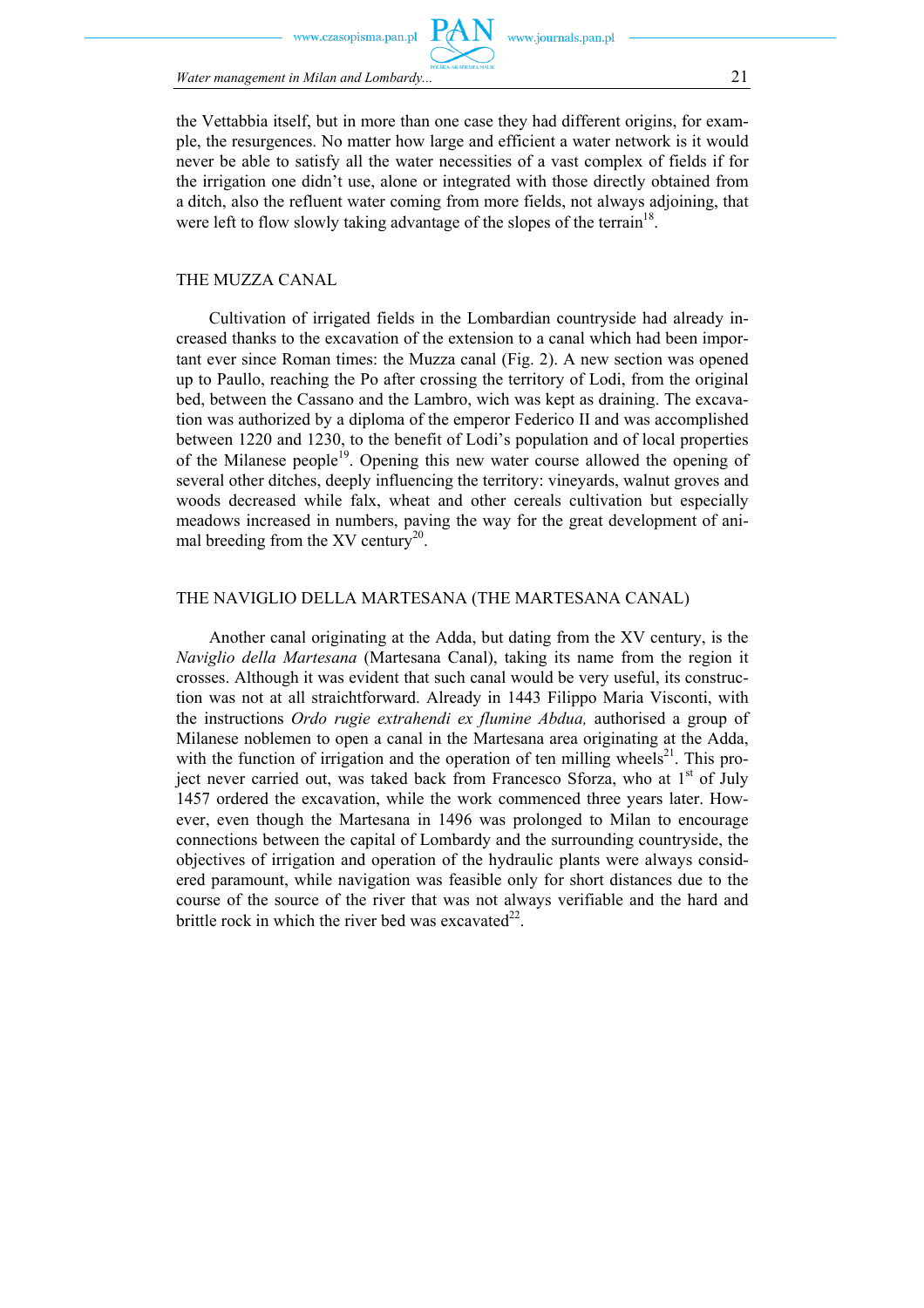the Vettabbia itself, but in more than one case they had different origins, for example, the resurgences. No matter how large and efficient a water network is it would never be able to satisfy all the water necessities of a vast complex of fields if for the irrigation one didn't use, alone or integrated with those directly obtained from a ditch, also the refluent water coming from more fields, not always adjoining, that were left to flow slowly taking advantage of the slopes of the terrain[18].

## THE MUZZA CANAL

Cultivation of irrigated fields in the Lombardian countryside had already increased thanks to the excavation of the extension to a canal which had been important ever since Roman times: the Muzza canal (Fig. 2). A new section was opened up to Paullo, reaching the Po after crossing the territory of Lodi, from the original bed, between the Cassano and the Lambro, wich was kept as draining. The excavation was authorized by a diploma of the emperor Federico II and was accomplished between 1220 and 1230, to the benefit of Lodi's population and of local properties of the Milanese people[19]. Opening this new water course allowed the opening of several other ditches, deeply influencing the territory: vineyards, walnut groves and woods decreased while falx, wheat and other cereals cultivation but especially meadows increased in numbers, paving the way for the great development of animal breeding from the XV century[20].

## THE NAVIGLIO DELLA MARTESANA (THE MARTESANA CANAL)

Another canal originating at the Adda, but dating from the XV century, is the *Naviglio della Martesana* (Martesana Canal), taking its name from the region it crosses. Although it was evident that such canal would be very useful, its construction was not at all straichtforward. Already in 1443 Filippo Maria Visconti, with the instructions *Ordo rugie extrahendi ex flumine Abdua,* authorised a group of Milanese noblemen to open a canal in the Martesana area originating at the Adda, with the function of irrigation and the operation of ten milling wheels[21]. This project never carried out, was taked back from Francesco Sforza, who at 1st of July 1457 ordered the excavation, while the work commenced three years later. However, even though the Martesana in 1496 was prolonged to Milan to encourage connections between the capital of Lombardy and the surrounding countryside, the objectives of irrigation and operation of the hydraulic plants were always considered paramount, while navigation was feasible only for short distances due to the course of the source of the river that was not always verifiable and the hard and brittle rock in which the river bed was excavated[22].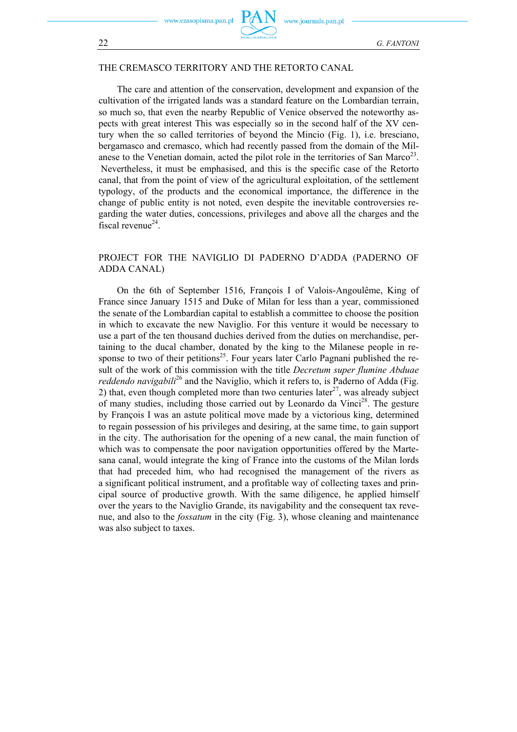## THE CREMASCO TERRITORY AND THE RETORTO CANAL

The care and attention of the conservation, development and expansion of the cultivation of the irrigated lands was a standard feature on the Lombardian terrain, so much so, that even the nearby Republic of Venice observed the noteworthy aspects with great interest This was especially so in the second half of the XV century when the so called territories of beyond the Mincio (Fig. 1), i.e. bresciano, bergamasco and cremasco, which had recently passed from the domain of the Milanese to the Venetian domain, acted the pilot role in the territories of San Marco[23]. Nevertheless, it must be emphasised, and this is the specific case of the Retorto canal, that from the point of view of the agricultural exploitation, of the settlement typology, of the products and the economical importance, the difference in the change of public entity is not noted, even despite the inevitable controversies regarding the water duties, concessions, privileges and above all the charges and the fiscal revenue[24].

## PROJECT FOR THE NAVIGLIO DI PADERNO D'ADDA (PADERNO OF ADDA CANAL)

On the 6th of September 1516, François I of Valois-Angoulême, King of France since January 1515 and Duke of Milan for less than a year, commissioned the senate of the Lombardian capital to establish a committee to choose the position in which to excavate the new Naviglio. For this venture it would be necessary to use a part of the ten thousand duchies derived from the duties on merchandise, pertaining to the ducal chamber, donated by the king to the Milanese people in response to two of their petitions[25]. Four years later Carlo Pagnani published the result of the work of this commission with the title *Decretum super flumine Abduae reddendo navigabili*[26] and the Naviglio, which it refers to, is Paderno of Adda (Fig. 2) that, even though completed more than two centuries later[27], was already subject of many studies, including those carried out by Leonardo da Vinci[28]. The gesture by François I was an astute political move made by a victorious king, determined to regain possession of his privileges and desiring, at the same time, to gain support in the city. The authorisation for the opening of a new canal, the main function of which was to compensate the poor navigation opportunities offered by the Martesana canal, would integrate the king of France into the customs of the Milan lords that had preceded him, who had recognised the management of the rivers as a significant political instrument, and a profitable way of collecting taxes and principal source of productive growth. With the same diligence, he applied himself over the years to the Naviglio Grande, its navigability and the consequent tax revenue, and also to the *fossatum* in the city (Fig. 3), whose cleaning and maintenance was also subject to taxes.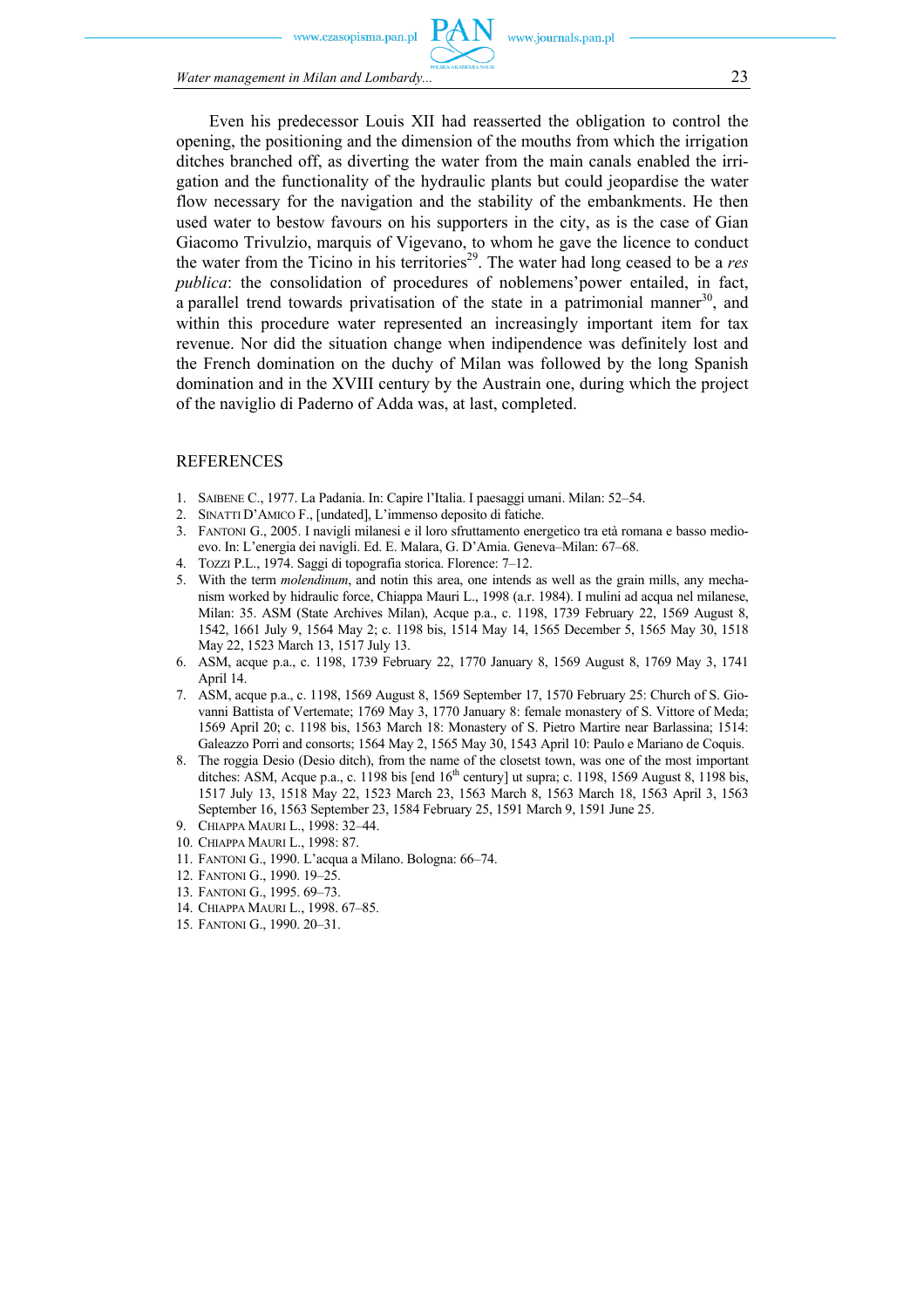Even his predecessor Louis XII had reasserted the obligation to control the opening, the positioning and the dimension of the mouths from which the irrigation ditches branched off, as diverting the water from the main canals enabled the irrigation and the functionality of the hydraulic plants but could jeopardise the water flow necessary for the navigation and the stability of the embankments. He then used water to bestow favours on his supporters in the city, as is the case of Gian Giacomo Trivulzio, marquis of Vigevano, to whom he gave the licence to conduct the water from the Ticino in his territories[29]. The water had long ceased to be a *res publica*: the consolidation of procedures of noblemens'power entailed, in fact, a parallel trend towards privatisation of the state in a patrimonial manner[30], and within this procedure water represented an increasingly important item for tax revenue. Nor did the situation change when indipendence was definitely lost and the French domination on the duchy of Milan was followed by the long Spanish domination and in the XVIII century by the Austrain one, during which the project of the naviglio di Paderno of Adda was, at last, completed.

## REFERENCES

1. Saibene C., 1977. La Padania. In: Capire l'Italia. I paesaggi umani. Milan: 52–54.
2. Sinatti D'Amico F., [undated], L'immenso deposito di fatiche.
3. Fantoni G., 2005. I navigli milanesi e il loro sfruttamento energetico tra età romana e basso medioevo. In: L'energia dei navigli. Ed. E. Malara, G. D'Amia. Geneva–Milan: 67–68.
4. Tozzi P.L., 1974. Saggi di topografia storica. Florence: 7–12.
5. With the term *molendinum*, and notin this area, one intends as well as the grain mills, any mechanism worked by hidraulic force, Chiappa Mauri L., 1998 (a.r. 1984). I mulini ad acqua nel milanese, Milan: 35. ASM (State Archives Milan), Acque p.a., c. 1198, 1739 February 22, 1569 August 8, 1542, 1661 July 9, 1564 May 2; c. 1198 bis, 1514 May 14, 1565 December 5, 1565 May 30, 1518 May 22, 1523 March 13, 1517 July 13.
6. ASM, acque p.a., c. 1198, 1739 February 22, 1770 January 8, 1569 August 8, 1769 May 3, 1741 April 14.
7. ASM, acque p.a., c. 1198, 1569 August 8, 1569 September 17, 1570 February 25: Church of S. Giovanni Battista of Vertemate; 1769 May 3, 1770 January 8: female monastery of S. Vittore of Meda; 1569 April 20; c. 1198 bis, 1563 March 18: Monastery of S. Pietro Martire near Barlassina; 1514: Galeazzo Porri and consorts; 1564 May 2, 1565 May 30, 1543 April 10: Paulo e Mariano de Coquis.
8. The roggia Desio (Desio ditch), from the name of the closetst town, was one of the most important ditches: ASM, Acque p.a., c. 1198 bis [end 16th century] ut supra; c. 1198, 1569 August 8, 1198 bis, 1517 July 13, 1518 May 22, 1523 March 23, 1563 March 8, 1563 March 18, 1563 April 3, 1563 September 16, 1563 September 23, 1584 February 25, 1591 March 9, 1591 June 25.
9. Chiappa Mauri L., 1998: 32–44.
10. Chiappa Mauri L., 1998: 87.
11. Fantoni G., 1990. L'acqua a Milano. Bologna: 66–74.
12. Fantoni G., 1990. 19–25.
13. Fantoni G., 1995. 69–73.
14. Chiappa Mauri L., 1998. 67–85.
15. Fantoni G., 1990. 20–31.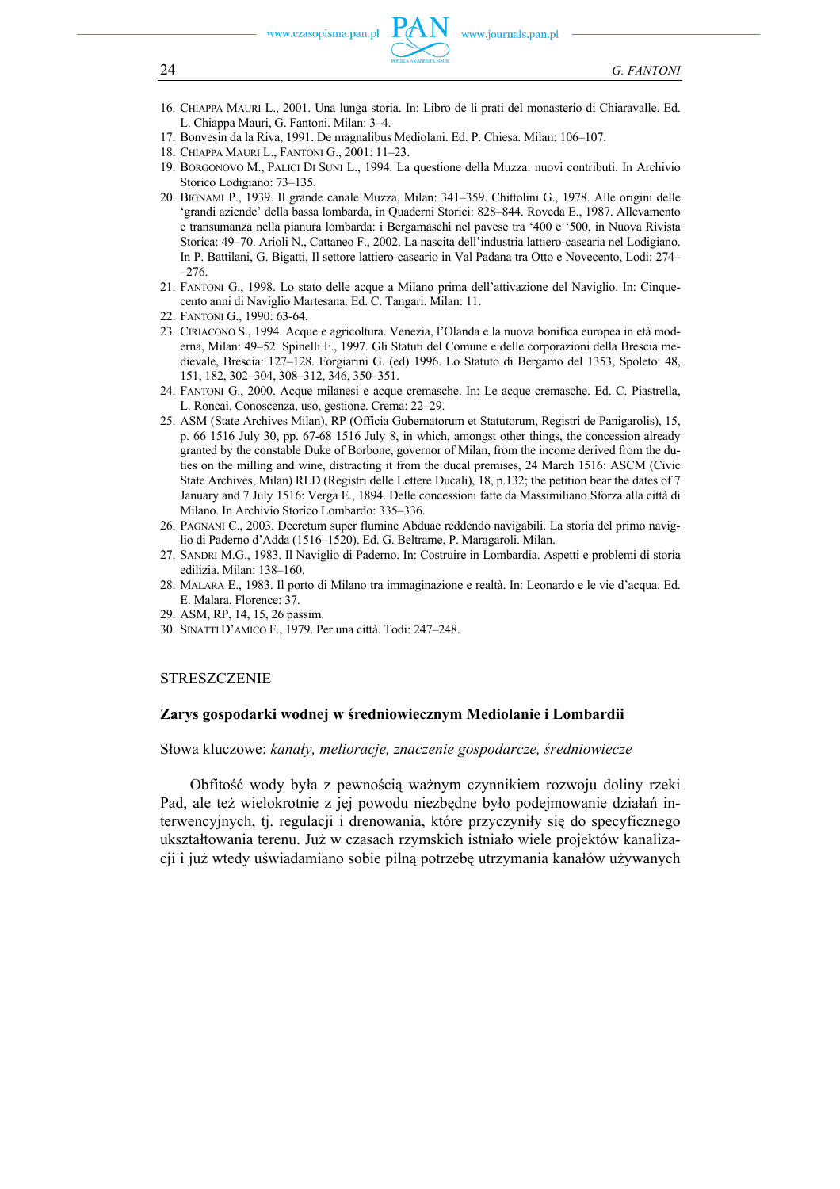16. Chiappa Mauri L., 2001. Una lunga storia. In: Libro de li prati del monasterio di Chiaravalle. Ed. L. Chiappa Mauri, G. Fantoni. Milan: 3–4.
17. Bonvesin da la Riva, 1991. De magnalibus Mediolani. Ed. P. Chiesa. Milan: 106–107.
18. Chiappa Mauri L., Fantoni G., 2001: 11–23.
19. Borgonovo M., Palici Di Suni L., 1994. La questione della Muzza: nuovi contributi. In Archivio Storico Lodigiano: 73–135.
20. Bignami P., 1939. Il grande canale Muzza, Milan: 341–359. Chittolini G., 1978. Alle origini delle 'grandi aziende' della bassa lombarda, in Quaderni Storici: 828–844. Roveda E., 1987. Allevamento e transumanza nella pianura lombarda: i Bergamaschi nel pavese tra '400 e '500, in Nuova Rivista Storica: 49–70. Arioli N., Cattaneo F., 2002. La nascita dell'industria lattiero-casearia nel Lodigiano. In P. Battilani, G. Bigatti, Il settore lattiero-caseario in Val Padana tra Otto e Novecento, Lodi: 274–276.
21. Fantoni G., 1998. Lo stato delle acque a Milano prima dell'attivazione del Naviglio. In: Cinquecento anni di Naviglio Martesana. Ed. C. Tangari. Milan: 11.
22. Fantoni G., 1990: 63-64.
23. Ciriacono S., 1994. Acque e agricoltura. Venezia, l'Olanda e la nuova bonifica europea in età moderna, Milan: 49–52. Spinelli F., 1997. Gli Statuti del Comune e delle corporazioni della Brescia medievale, Brescia: 127–128. Forgiarini G. (ed) 1996. Lo Statuto di Bergamo del 1353, Spoleto: 48, 151, 182, 302–304, 308–312, 346, 350–351.
24. Fantoni G., 2000. Acque milanesi e acque cremasche. In: Le acque cremasche. Ed. C. Piastrella, L. Roncai. Conoscenza, uso, gestione. Crema: 22–29.
25. ASM (State Archives Milan), RP (Officia Gubernatorum et Statutorum, Registri de Panigarolis), 15, p. 66 1516 July 30, pp. 67-68 1516 July 8, in which, amongst other things, the concession already granted by the constable Duke of Borbone, governor of Milan, from the income derived from the duties on the milling and wine, distracting it from the ducal premises, 24 March 1516: ASCM (Civic State Archives, Milan) RLD (Registri delle Lettere Ducali), 18, p.132; the petition bear the dates of 7 January and 7 July 1516: Verga E., 1894. Delle concessioni fatte da Massimiliano Sforza alla città di Milano. In Archivio Storico Lombardo: 335–336.
26. Pagnani C., 2003. Decretum super flumine Abduae reddendo navigabili. La storia del primo naviglio di Paderno d'Adda (1516–1520). Ed. G. Beltrame, P. Maragaroli. Milan.
27. Sandri M.G., 1983. Il Naviglio di Paderno. In: Costruire in Lombardia. Aspetti e problemi di storia edilizia. Milan: 138–160.
28. Malara E., 1983. Il porto di Milano tra immaginazione e realtà. In: Leonardo e le vie d'acqua. Ed. E. Malara. Florence: 37.
29. ASM, RP, 14, 15, 26 passim.
30. Sinatti D'Amico F., 1979. Per una città. Todi: 247–248.

## STRESZCZENIE

### Zarys gospodarki wodnej w średniowiecznym Mediolanie i Lombardii

Słowa kluczowe: *kanały, melioracje, znaczenie gospodarcze, średniowiecze*

Obfitość wody była z pewnością ważnym czynnikiem rozwoju doliny rzeki Pad, ale też wielokrotnie z jej powodu niezbędne było podejmowanie działań interwencyjnych, tj. regulacji i drenowania, które przyczyniły się do specyficznego ukształtowania terenu. Już w czasach rzymskich istniało wiele projektów kanalizacji i już wtedy uświadamiano sobie pilną potrzebę utrzymania kanałów używanych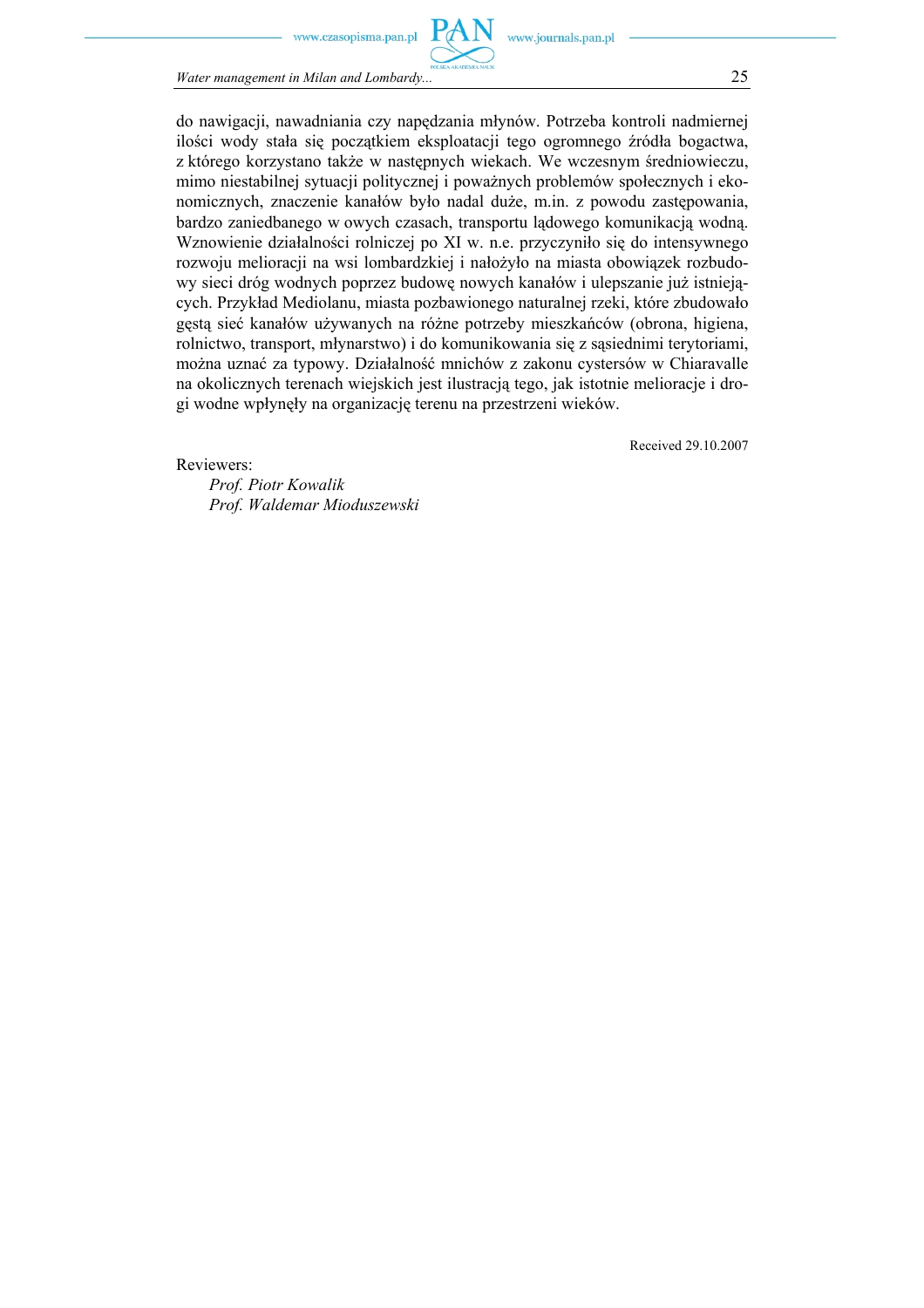do nawigacji, nawadniania czy napędzania młynów. Potrzeba kontroli nadmiernej ilości wody stała się początkiem eksploatacji tego ogromnego źródła bogactwa, z którego korzystano także w następnych wiekach. We wczesnym średniowieczu, mimo niestabilnej sytuacji politycznej i poważnych problemów społecznych i ekonomicznych, znaczenie kanałów było nadal duże, m.in. z powodu zastępowania, bardzo zaniedbanego w owych czasach, transportu lądowego komunikacją wodną. Wznowienie działalności rolniczej po XI w. n.e. przyczyniło się do intensywnego rozwoju melioracji na wsi lombardzkiej i nałożyło na miasta obowiązek rozbudowy sieci dróg wodnych poprzez budowę nowych kanałów i ulepszanie już istniejących. Przykład Mediolanu, miasta pozbawionego naturalnej rzeki, które zbudowało gęstą sieć kanałów używanych na różne potrzeby mieszkańców (obrona, higiena, rolnictwo, transport, młynarstwo) i do komunikowania się z sąsiednimi terytoriami, można uznać za typowy. Działalność mnichów z zakonu cystersów w Chiaravalle na okolicznych terenach wiejskich jest ilustracją tego, jak istotnie melioracje i drogi wodne wpłynęły na organizację terenu na przestrzeni wieków.

Received 29.10.2007

Reviewers:

*Prof. Piotr Kowalik*
*Prof. Waldemar Mioduszewski*